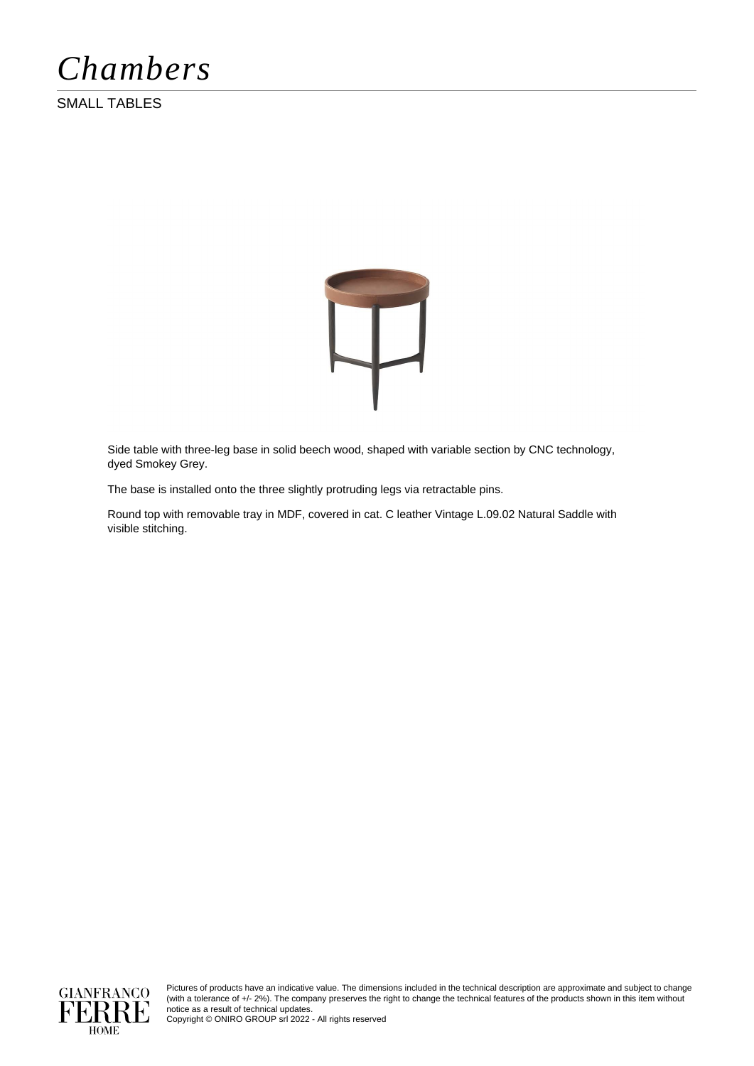# *Chambers*

SMALL TABLES

Side table with three-leg base in solid beech wood, shaped with variable section by CNC technology, dyed Smokey Grey.

The base is installed onto the three slightly protruding legs via retractable pins.

Round top with removable tray in MDF, covered in cat. C leather Vintage L.09.02 Natural Saddle with visible stitching.

GIANFRANCO FERRE HOME

Pictures of products have an indicative value. The dimensions included in the technical description are approximate and subject to change (with a tolerance of +/- 2%). The company preserves the right to change the technical features of the products shown in this item without notice as a result of technical updates.
Copyright © ONIRO GROUP srl 2022 - All rights reserved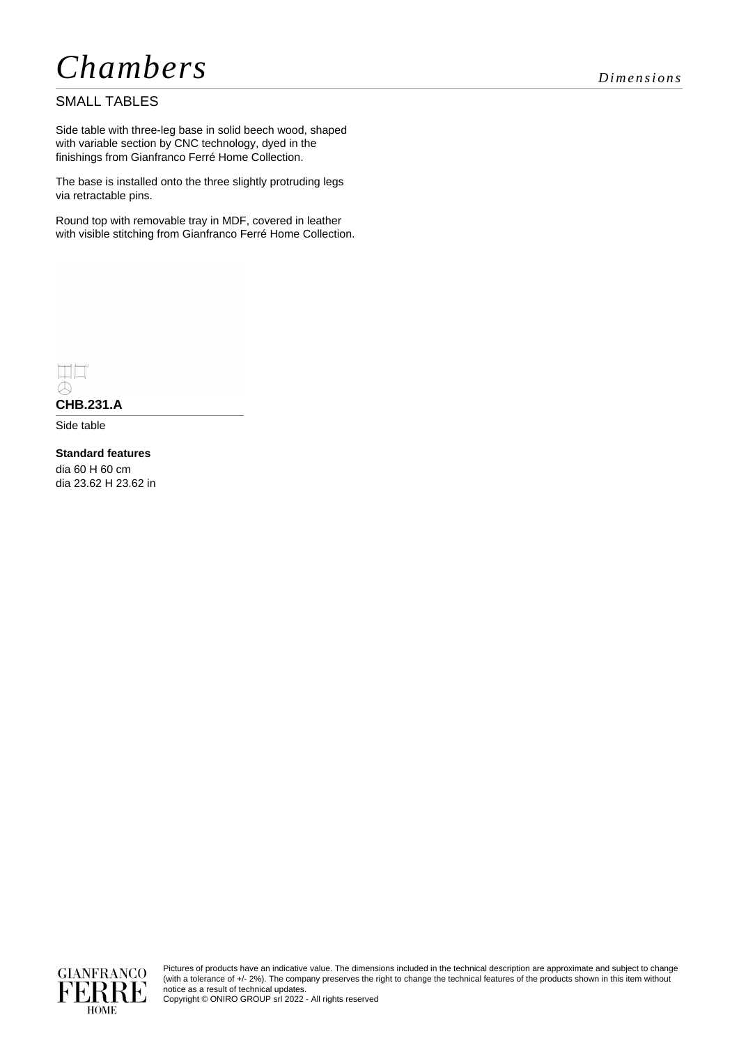# *Chambers*

*Dimensions*

## SMALL TABLES

Side table with three-leg base in solid beech wood, shaped with variable section by CNC technology, dyed in the finishings from Gianfranco Ferré Home Collection.

The base is installed onto the three slightly protruding legs via retractable pins.

Round top with removable tray in MDF, covered in leather with visible stitching from Gianfranco Ferré Home Collection.

### CHB.231.A

Side table

**Standard features**

dia 60 H 60 cm
dia 23.62 H 23.62 in

Pictures of products have an indicative value. The dimensions included in the technical description are approximate and subject to change (with a tolerance of +/- 2%). The company preserves the right to change the technical features of the products shown in this item without notice as a result of technical updates.
Copyright © ONIRO GROUP srl 2022 - All rights reserved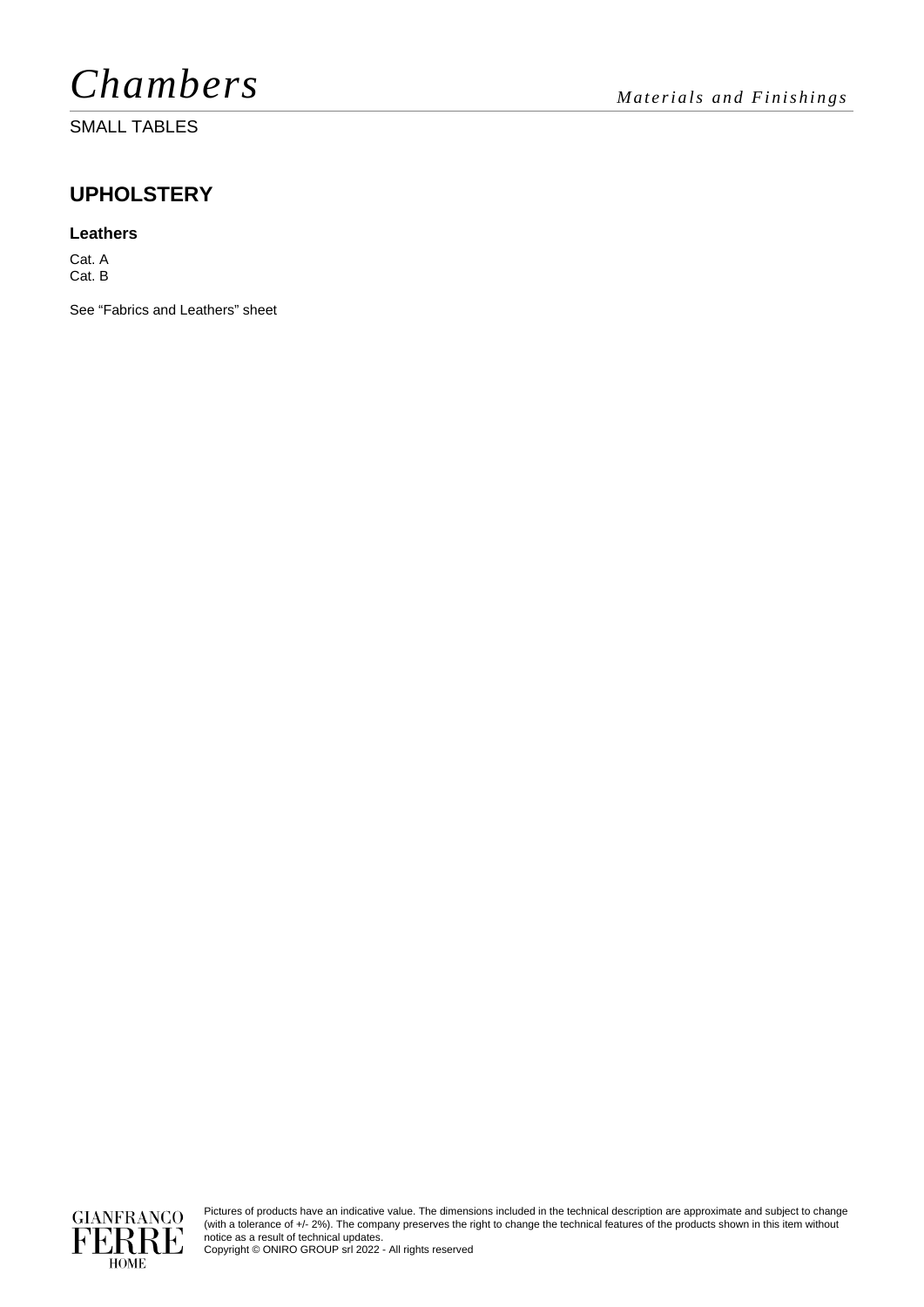# Chambers

*Materials and Finishings*

SMALL TABLES

## UPHOLSTERY

### Leathers

Cat. A
Cat. B

See “Fabrics and Leathers” sheet

Pictures of products have an indicative value. The dimensions included in the technical description are approximate and subject to change (with a tolerance of +/- 2%). The company preserves the right to change the technical features of the products shown in this item without notice as a result of technical updates.
Copyright © ONIRO GROUP srl 2022 - All rights reserved